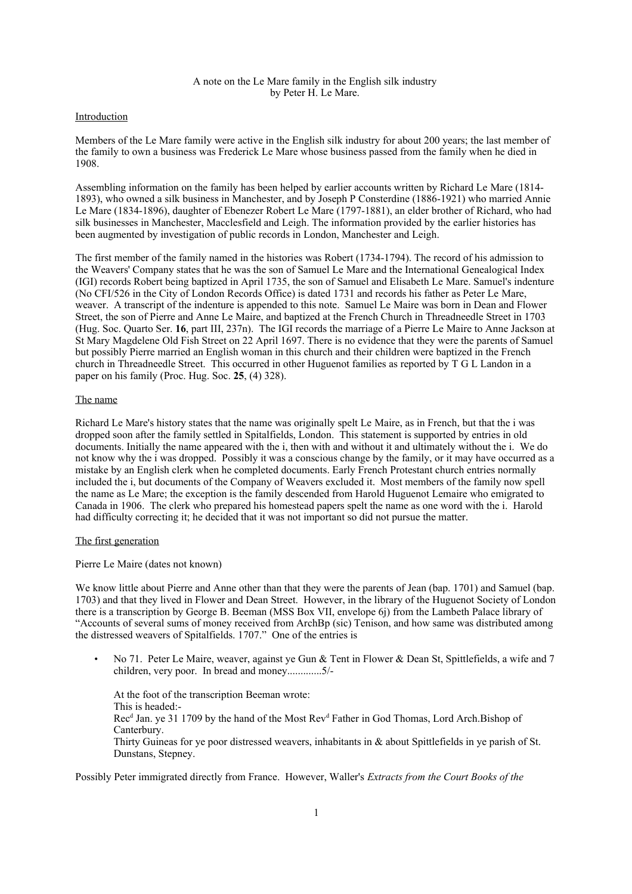A note on the Le Mare family in the English silk industry
by Peter H. Le Mare.

## Introduction

Members of the Le Mare family were active in the English silk industry for about 200 years; the last member of the family to own a business was Frederick Le Mare whose business passed from the family when he died in 1908.

Assembling information on the family has been helped by earlier accounts written by Richard Le Mare (1814-1893), who owned a silk business in Manchester, and by Joseph P Consterdine (1886-1921) who married Annie Le Mare (1834-1896), daughter of Ebenezer Robert Le Mare (1797-1881), an elder brother of Richard, who had silk businesses in Manchester, Macclesfield and Leigh. The information provided by the earlier histories has been augmented by investigation of public records in London, Manchester and Leigh.

The first member of the family named in the histories was Robert (1734-1794). The record of his admission to the Weavers' Company states that he was the son of Samuel Le Mare and the International Genealogical Index (IGI) records Robert being baptized in April 1735, the son of Samuel and Elisabeth Le Mare. Samuel's indenture (No CFI/526 in the City of London Records Office) is dated 1731 and records his father as Peter Le Mare, weaver. A transcript of the indenture is appended to this note. Samuel Le Maire was born in Dean and Flower Street, the son of Pierre and Anne Le Maire, and baptized at the French Church in Threadneedle Street in 1703 (Hug. Soc. Quarto Ser. **16**, part III, 237n). The IGI records the marriage of a Pierre Le Maire to Anne Jackson at St Mary Magdelene Old Fish Street on 22 April 1697. There is no evidence that they were the parents of Samuel but possibly Pierre married an English woman in this church and their children were baptized in the French church in Threadneedle Street. This occurred in other Huguenot families as reported by T G L Landon in a paper on his family (Proc. Hug. Soc. **25**, (4) 328).

## The name

Richard Le Mare's history states that the name was originally spelt Le Maire, as in French, but that the i was dropped soon after the family settled in Spitalfields, London. This statement is supported by entries in old documents. Initially the name appeared with the i, then with and without it and ultimately without the i. We do not know why the i was dropped. Possibly it was a conscious change by the family, or it may have occurred as a mistake by an English clerk when he completed documents. Early French Protestant church entries normally included the i, but documents of the Company of Weavers excluded it. Most members of the family now spell the name as Le Mare; the exception is the family descended from Harold Huguenot Lemaire who emigrated to Canada in 1906. The clerk who prepared his homestead papers spelt the name as one word with the i. Harold had difficulty correcting it; he decided that it was not important so did not pursue the matter.

## The first generation

Pierre Le Maire (dates not known)

We know little about Pierre and Anne other than that they were the parents of Jean (bap. 1701) and Samuel (bap. 1703) and that they lived in Flower and Dean Street. However, in the library of the Huguenot Society of London there is a transcription by George B. Beeman (MSS Box VII, envelope 6j) from the Lambeth Palace library of "Accounts of several sums of money received from ArchBp (sic) Tenison, and how same was distributed among the distressed weavers of Spitalfields. 1707." One of the entries is

- No 71. Peter Le Maire, weaver, against ye Gun & Tent in Flower & Dean St, Spittlefields, a wife and 7 children, very poor. In bread and money.............5/-

  At the foot of the transcription Beeman wrote:
  This is headed:-
  Rec[d] Jan. ye 31 1709 by the hand of the Most Rev[d] Father in God Thomas, Lord Arch.Bishop of Canterbury.
  Thirty Guineas for ye poor distressed weavers, inhabitants in & about Spittlefields in ye parish of St. Dunstans, Stepney.

Possibly Peter immigrated directly from France. However, Waller's *Extracts from the Court Books of the*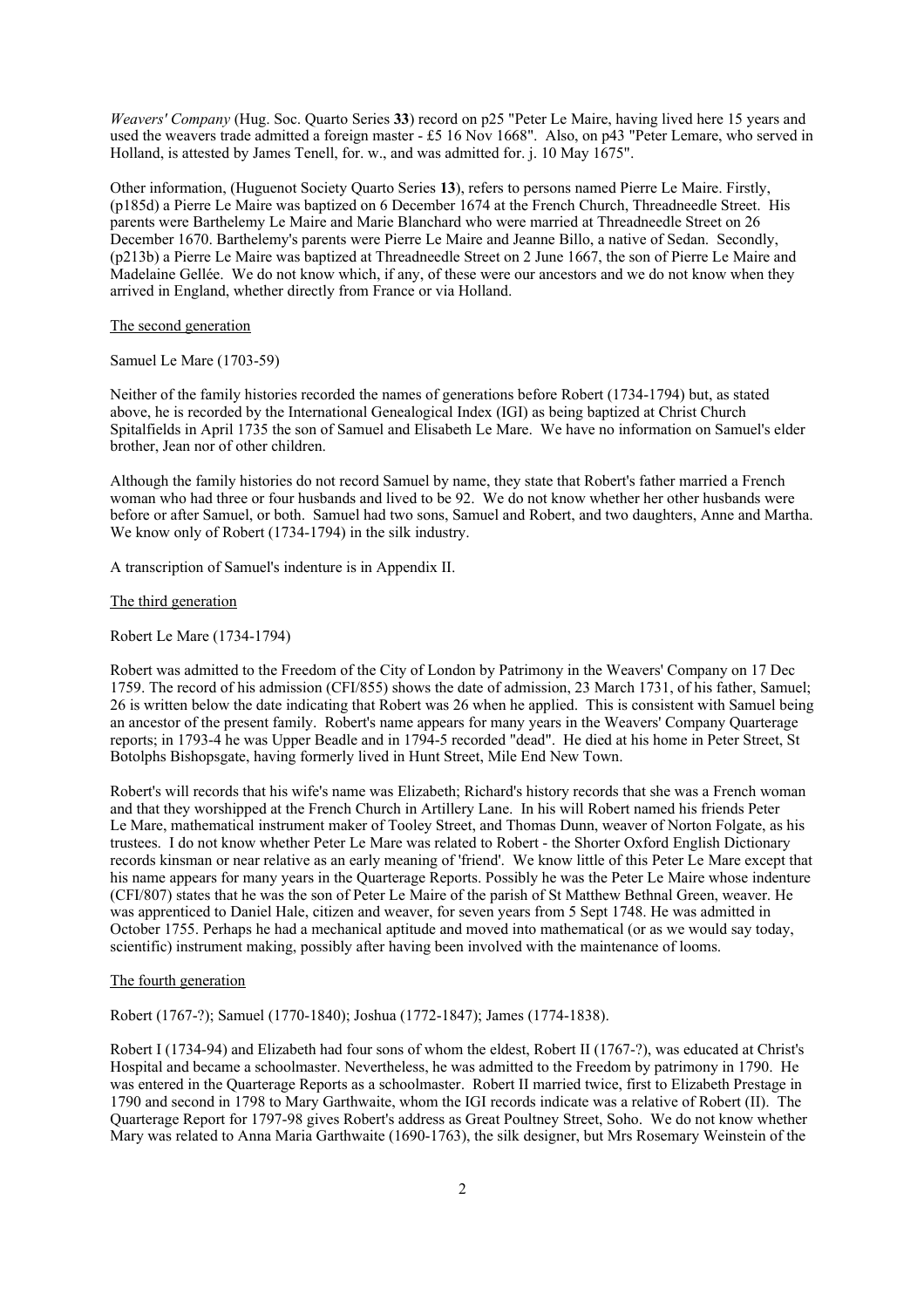*Weavers' Company* (Hug. Soc. Quarto Series **33**) record on p25 "Peter Le Maire, having lived here 15 years and used the weavers trade admitted a foreign master - £5 16 Nov 1668". Also, on p43 "Peter Lemare, who served in Holland, is attested by James Tenell, for. w., and was admitted for. j. 10 May 1675".

Other information, (Huguenot Society Quarto Series **13**), refers to persons named Pierre Le Maire. Firstly, (p185d) a Pierre Le Maire was baptized on 6 December 1674 at the French Church, Threadneedle Street. His parents were Barthelemy Le Maire and Marie Blanchard who were married at Threadneedle Street on 26 December 1670. Barthelemy's parents were Pierre Le Maire and Jeanne Billo, a native of Sedan. Secondly, (p213b) a Pierre Le Maire was baptized at Threadneedle Street on 2 June 1667, the son of Pierre Le Maire and Madelaine Gellée. We do not know which, if any, of these were our ancestors and we do not know when they arrived in England, whether directly from France or via Holland.

## The second generation

Samuel Le Mare (1703-59)

Neither of the family histories recorded the names of generations before Robert (1734-1794) but, as stated above, he is recorded by the International Genealogical Index (IGI) as being baptized at Christ Church Spitalfields in April 1735 the son of Samuel and Elisabeth Le Mare. We have no information on Samuel's elder brother, Jean nor of other children.

Although the family histories do not record Samuel by name, they state that Robert's father married a French woman who had three or four husbands and lived to be 92. We do not know whether her other husbands were before or after Samuel, or both. Samuel had two sons, Samuel and Robert, and two daughters, Anne and Martha. We know only of Robert (1734-1794) in the silk industry.

A transcription of Samuel's indenture is in Appendix II.

## The third generation

Robert Le Mare (1734-1794)

Robert was admitted to the Freedom of the City of London by Patrimony in the Weavers' Company on 17 Dec 1759. The record of his admission (CFI/855) shows the date of admission, 23 March 1731, of his father, Samuel; 26 is written below the date indicating that Robert was 26 when he applied. This is consistent with Samuel being an ancestor of the present family. Robert's name appears for many years in the Weavers' Company Quarterage reports; in 1793-4 he was Upper Beadle and in 1794-5 recorded "dead". He died at his home in Peter Street, St Botolphs Bishopsgate, having formerly lived in Hunt Street, Mile End New Town.

Robert's will records that his wife's name was Elizabeth; Richard's history records that she was a French woman and that they worshipped at the French Church in Artillery Lane. In his will Robert named his friends Peter Le Mare, mathematical instrument maker of Tooley Street, and Thomas Dunn, weaver of Norton Folgate, as his trustees. I do not know whether Peter Le Mare was related to Robert - the Shorter Oxford English Dictionary records kinsman or near relative as an early meaning of 'friend'. We know little of this Peter Le Mare except that his name appears for many years in the Quarterage Reports. Possibly he was the Peter Le Maire whose indenture (CFI/807) states that he was the son of Peter Le Maire of the parish of St Matthew Bethnal Green, weaver. He was apprenticed to Daniel Hale, citizen and weaver, for seven years from 5 Sept 1748. He was admitted in October 1755. Perhaps he had a mechanical aptitude and moved into mathematical (or as we would say today, scientific) instrument making, possibly after having been involved with the maintenance of looms.

## The fourth generation

Robert (1767-?); Samuel (1770-1840); Joshua (1772-1847); James (1774-1838).

Robert I (1734-94) and Elizabeth had four sons of whom the eldest, Robert II (1767-?), was educated at Christ's Hospital and became a schoolmaster. Nevertheless, he was admitted to the Freedom by patrimony in 1790. He was entered in the Quarterage Reports as a schoolmaster. Robert II married twice, first to Elizabeth Prestage in 1790 and second in 1798 to Mary Garthwaite, whom the IGI records indicate was a relative of Robert (II). The Quarterage Report for 1797-98 gives Robert's address as Great Poultney Street, Soho. We do not know whether Mary was related to Anna Maria Garthwaite (1690-1763), the silk designer, but Mrs Rosemary Weinstein of the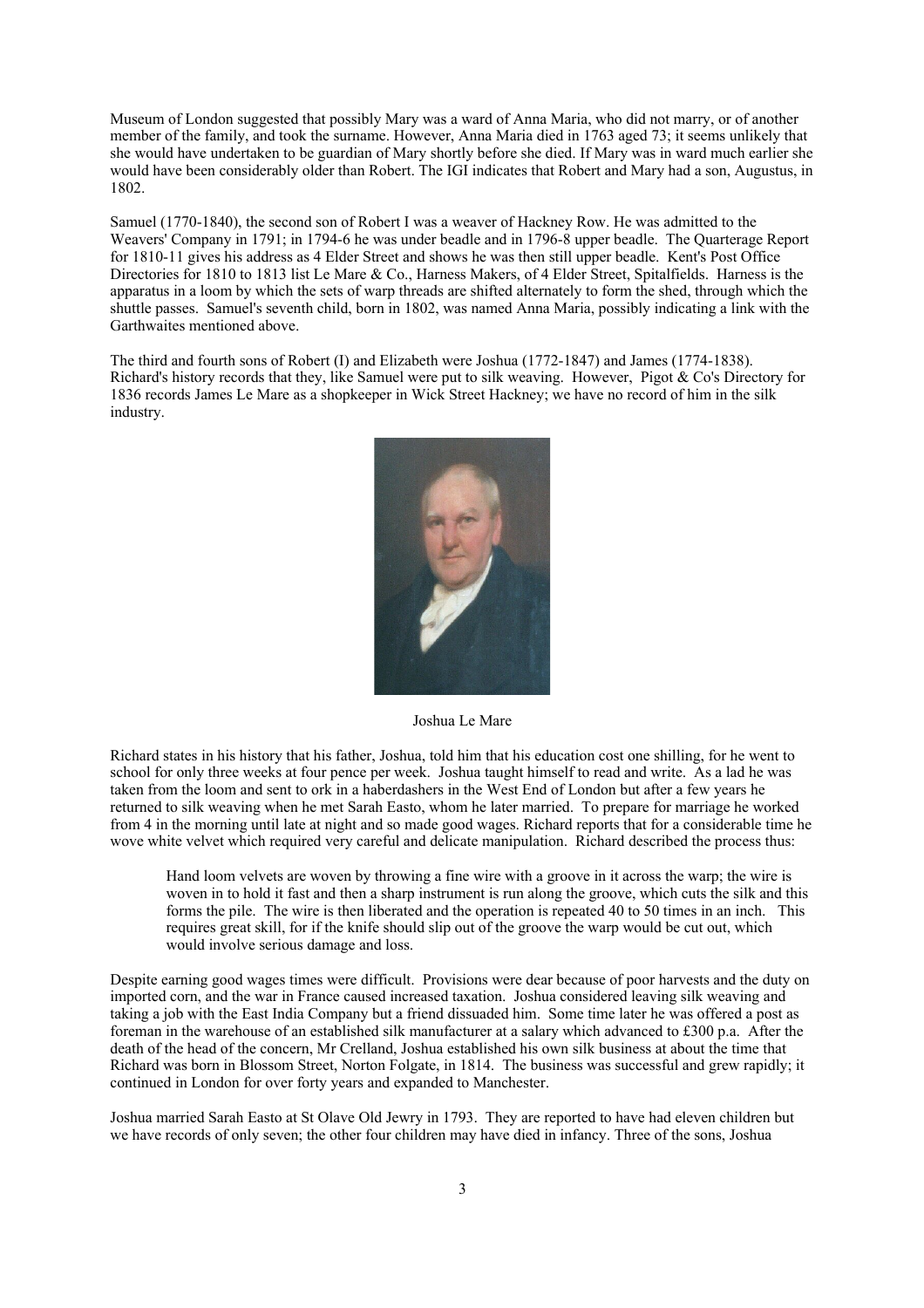Museum of London suggested that possibly Mary was a ward of Anna Maria, who did not marry, or of another member of the family, and took the surname. However, Anna Maria died in 1763 aged 73; it seems unlikely that she would have undertaken to be guardian of Mary shortly before she died. If Mary was in ward much earlier she would have been considerably older than Robert. The IGI indicates that Robert and Mary had a son, Augustus, in 1802.

Samuel (1770-1840), the second son of Robert I was a weaver of Hackney Row. He was admitted to the Weavers' Company in 1791; in 1794-6 he was under beadle and in 1796-8 upper beadle. The Quarterage Report for 1810-11 gives his address as 4 Elder Street and shows he was then still upper beadle. Kent's Post Office Directories for 1810 to 1813 list Le Mare & Co., Harness Makers, of 4 Elder Street, Spitalfields. Harness is the apparatus in a loom by which the sets of warp threads are shifted alternately to form the shed, through which the shuttle passes. Samuel's seventh child, born in 1802, was named Anna Maria, possibly indicating a link with the Garthwaites mentioned above.

The third and fourth sons of Robert (I) and Elizabeth were Joshua (1772-1847) and James (1774-1838). Richard's history records that they, like Samuel were put to silk weaving. However, Pigot & Co's Directory for 1836 records James Le Mare as a shopkeeper in Wick Street Hackney; we have no record of him in the silk industry.

Joshua Le Mare

Richard states in his history that his father, Joshua, told him that his education cost one shilling, for he went to school for only three weeks at four pence per week. Joshua taught himself to read and write. As a lad he was taken from the loom and sent to ork in a haberdashers in the West End of London but after a few years he returned to silk weaving when he met Sarah Easto, whom he later married. To prepare for marriage he worked from 4 in the morning until late at night and so made good wages. Richard reports that for a considerable time he wove white velvet which required very careful and delicate manipulation. Richard described the process thus:

> Hand loom velvets are woven by throwing a fine wire with a groove in it across the warp; the wire is woven in to hold it fast and then a sharp instrument is run along the groove, which cuts the silk and this forms the pile. The wire is then liberated and the operation is repeated 40 to 50 times in an inch. This requires great skill, for if the knife should slip out of the groove the warp would be cut out, which would involve serious damage and loss.

Despite earning good wages times were difficult. Provisions were dear because of poor harvests and the duty on imported corn, and the war in France caused increased taxation. Joshua considered leaving silk weaving and taking a job with the East India Company but a friend dissuaded him. Some time later he was offered a post as foreman in the warehouse of an established silk manufacturer at a salary which advanced to £300 p.a. After the death of the head of the concern, Mr Crelland, Joshua established his own silk business at about the time that Richard was born in Blossom Street, Norton Folgate, in 1814. The business was successful and grew rapidly; it continued in London for over forty years and expanded to Manchester.

Joshua married Sarah Easto at St Olave Old Jewry in 1793. They are reported to have had eleven children but we have records of only seven; the other four children may have died in infancy. Three of the sons, Joshua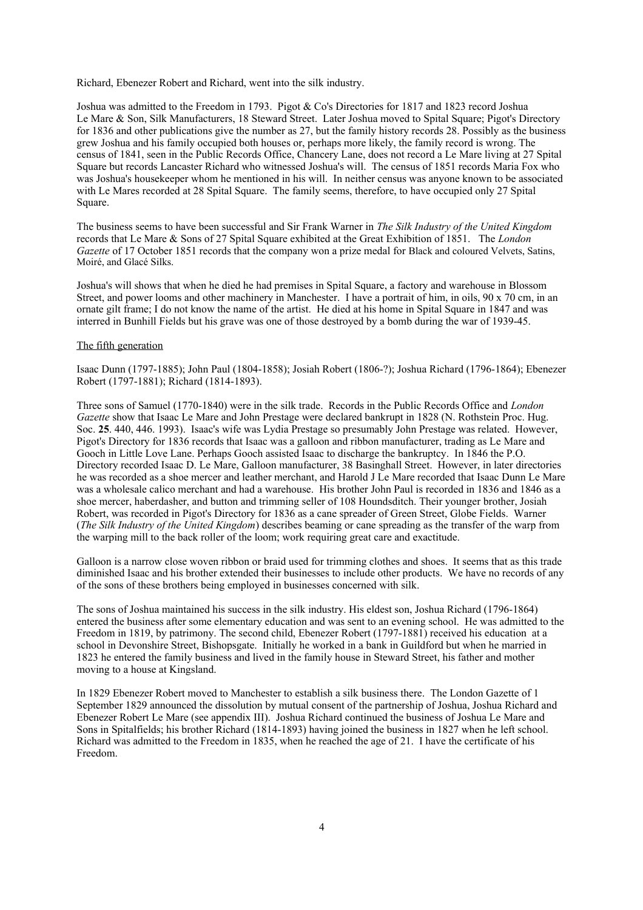Richard, Ebenezer Robert and Richard, went into the silk industry.

Joshua was admitted to the Freedom in 1793. Pigot & Co's Directories for 1817 and 1823 record Joshua Le Mare & Son, Silk Manufacturers, 18 Steward Street. Later Joshua moved to Spital Square; Pigot's Directory for 1836 and other publications give the number as 27, but the family history records 28. Possibly as the business grew Joshua and his family occupied both houses or, perhaps more likely, the family record is wrong. The census of 1841, seen in the Public Records Office, Chancery Lane, does not record a Le Mare living at 27 Spital Square but records Lancaster Richard who witnessed Joshua's will. The census of 1851 records Maria Fox who was Joshua's housekeeper whom he mentioned in his will. In neither census was anyone known to be associated with Le Mares recorded at 28 Spital Square. The family seems, therefore, to have occupied only 27 Spital Square.

The business seems to have been successful and Sir Frank Warner in *The Silk Industry of the United Kingdom* records that Le Mare & Sons of 27 Spital Square exhibited at the Great Exhibition of 1851. The *London Gazette* of 17 October 1851 records that the company won a prize medal for Black and coloured Velvets, Satins, Moiré, and Glacé Silks.

Joshua's will shows that when he died he had premises in Spital Square, a factory and warehouse in Blossom Street, and power looms and other machinery in Manchester. I have a portrait of him, in oils, 90 x 70 cm, in an ornate gilt frame; I do not know the name of the artist. He died at his home in Spital Square in 1847 and was interred in Bunhill Fields but his grave was one of those destroyed by a bomb during the war of 1939-45.

<u>The fifth generation</u>

Isaac Dunn (1797-1885); John Paul (1804-1858); Josiah Robert (1806-?); Joshua Richard (1796-1864); Ebenezer Robert (1797-1881); Richard (1814-1893).

Three sons of Samuel (1770-1840) were in the silk trade. Records in the Public Records Office and *London Gazette* show that Isaac Le Mare and John Prestage were declared bankrupt in 1828 (N. Rothstein Proc. Hug. Soc. **25**. 440, 446. 1993). Isaac's wife was Lydia Prestage so presumably John Prestage was related. However, Pigot's Directory for 1836 records that Isaac was a galloon and ribbon manufacturer, trading as Le Mare and Gooch in Little Love Lane. Perhaps Gooch assisted Isaac to discharge the bankruptcy. In 1846 the P.O. Directory recorded Isaac D. Le Mare, Galloon manufacturer, 38 Basinghall Street. However, in later directories he was recorded as a shoe mercer and leather merchant, and Harold J Le Mare recorded that Isaac Dunn Le Mare was a wholesale calico merchant and had a warehouse. His brother John Paul is recorded in 1836 and 1846 as a shoe mercer, haberdasher, and button and trimming seller of 108 Houndsditch. Their younger brother, Josiah Robert, was recorded in Pigot's Directory for 1836 as a cane spreader of Green Street, Globe Fields. Warner (*The Silk Industry of the United Kingdom*) describes beaming or cane spreading as the transfer of the warp from the warping mill to the back roller of the loom; work requiring great care and exactitude.

Galloon is a narrow close woven ribbon or braid used for trimming clothes and shoes. It seems that as this trade diminished Isaac and his brother extended their businesses to include other products. We have no records of any of the sons of these brothers being employed in businesses concerned with silk.

The sons of Joshua maintained his success in the silk industry. His eldest son, Joshua Richard (1796-1864) entered the business after some elementary education and was sent to an evening school. He was admitted to the Freedom in 1819, by patrimony. The second child, Ebenezer Robert (1797-1881) received his education at a school in Devonshire Street, Bishopsgate. Initially he worked in a bank in Guildford but when he married in 1823 he entered the family business and lived in the family house in Steward Street, his father and mother moving to a house at Kingsland.

In 1829 Ebenezer Robert moved to Manchester to establish a silk business there. The London Gazette of 1 September 1829 announced the dissolution by mutual consent of the partnership of Joshua, Joshua Richard and Ebenezer Robert Le Mare (see appendix III). Joshua Richard continued the business of Joshua Le Mare and Sons in Spitalfields; his brother Richard (1814-1893) having joined the business in 1827 when he left school. Richard was admitted to the Freedom in 1835, when he reached the age of 21. I have the certificate of his Freedom.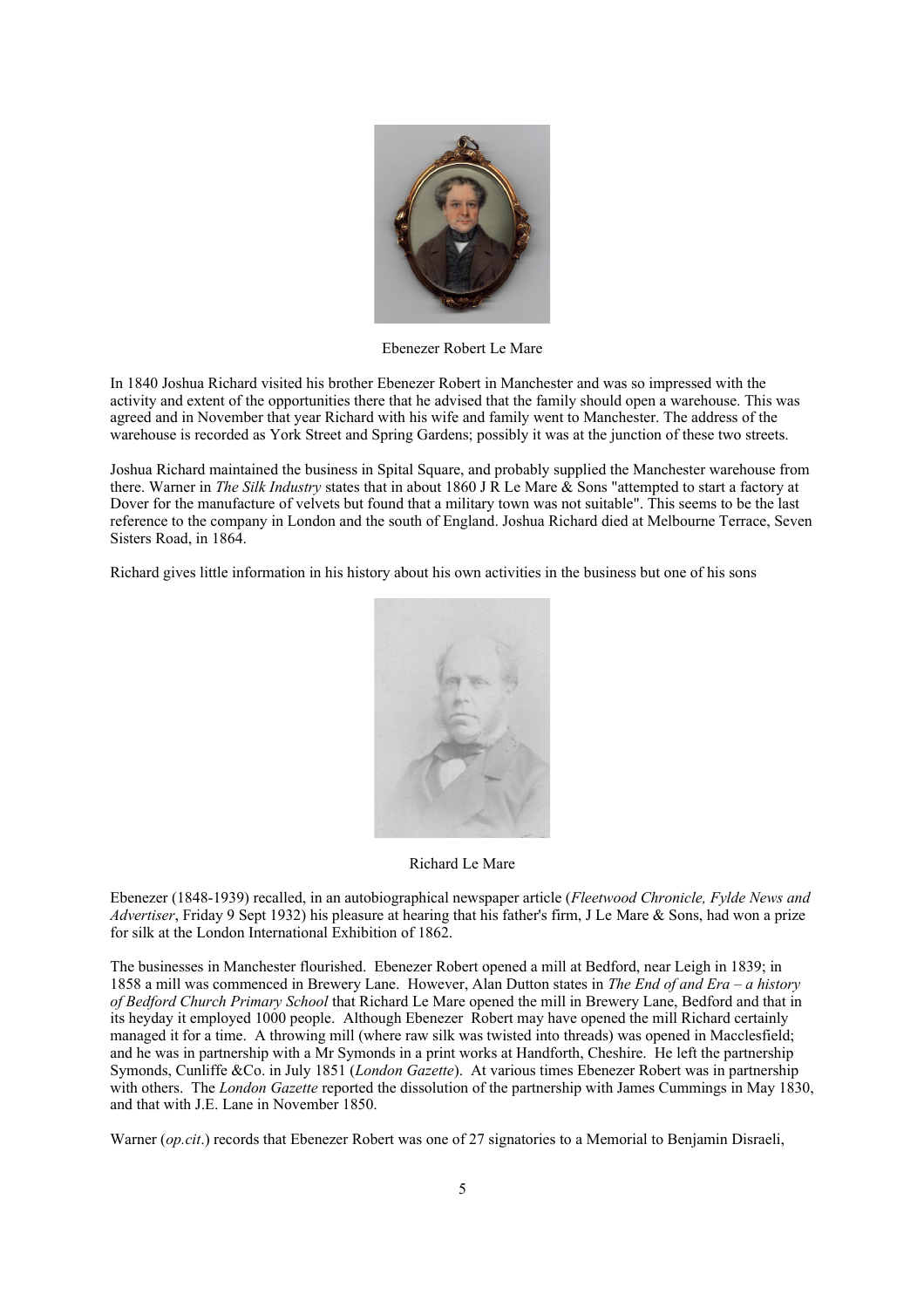Ebenezer Robert Le Mare

In 1840 Joshua Richard visited his brother Ebenezer Robert in Manchester and was so impressed with the activity and extent of the opportunities there that he advised that the family should open a warehouse. This was agreed and in November that year Richard with his wife and family went to Manchester. The address of the warehouse is recorded as York Street and Spring Gardens; possibly it was at the junction of these two streets.

Joshua Richard maintained the business in Spital Square, and probably supplied the Manchester warehouse from there. Warner in *The Silk Industry* states that in about 1860 J R Le Mare & Sons "attempted to start a factory at Dover for the manufacture of velvets but found that a military town was not suitable". This seems to be the last reference to the company in London and the south of England. Joshua Richard died at Melbourne Terrace, Seven Sisters Road, in 1864.

Richard gives little information in his history about his own activities in the business but one of his sons

Richard Le Mare

Ebenezer (1848-1939) recalled, in an autobiographical newspaper article (*Fleetwood Chronicle, Fylde News and Advertiser*, Friday 9 Sept 1932) his pleasure at hearing that his father's firm, J Le Mare & Sons, had won a prize for silk at the London International Exhibition of 1862.

The businesses in Manchester flourished. Ebenezer Robert opened a mill at Bedford, near Leigh in 1839; in 1858 a mill was commenced in Brewery Lane. However, Alan Dutton states in *The End of and Era – a history of Bedford Church Primary School* that Richard Le Mare opened the mill in Brewery Lane, Bedford and that in its heyday it employed 1000 people. Although Ebenezer Robert may have opened the mill Richard certainly managed it for a time. A throwing mill (where raw silk was twisted into threads) was opened in Macclesfield; and he was in partnership with a Mr Symonds in a print works at Handforth, Cheshire. He left the partnership Symonds, Cunliffe &Co. in July 1851 (*London Gazette*). At various times Ebenezer Robert was in partnership with others. The *London Gazette* reported the dissolution of the partnership with James Cummings in May 1830, and that with J.E. Lane in November 1850.

Warner (*op.cit*.) records that Ebenezer Robert was one of 27 signatories to a Memorial to Benjamin Disraeli,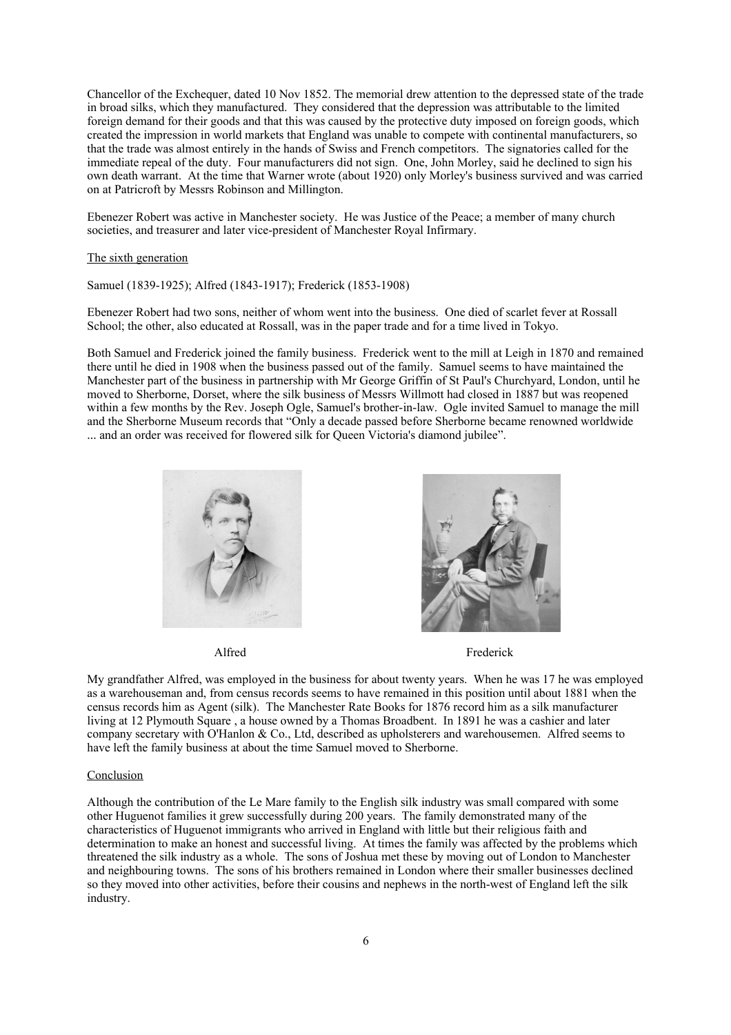Chancellor of the Exchequer, dated 10 Nov 1852. The memorial drew attention to the depressed state of the trade in broad silks, which they manufactured. They considered that the depression was attributable to the limited foreign demand for their goods and that this was caused by the protective duty imposed on foreign goods, which created the impression in world markets that England was unable to compete with continental manufacturers, so that the trade was almost entirely in the hands of Swiss and French competitors. The signatories called for the immediate repeal of the duty. Four manufacturers did not sign. One, John Morley, said he declined to sign his own death warrant. At the time that Warner wrote (about 1920) only Morley's business survived and was carried on at Patricroft by Messrs Robinson and Millington.

Ebenezer Robert was active in Manchester society. He was Justice of the Peace; a member of many church societies, and treasurer and later vice-president of Manchester Royal Infirmary.

## The sixth generation

Samuel (1839-1925); Alfred (1843-1917); Frederick (1853-1908)

Ebenezer Robert had two sons, neither of whom went into the business. One died of scarlet fever at Rossall School; the other, also educated at Rossall, was in the paper trade and for a time lived in Tokyo.

Both Samuel and Frederick joined the family business. Frederick went to the mill at Leigh in 1870 and remained there until he died in 1908 when the business passed out of the family. Samuel seems to have maintained the Manchester part of the business in partnership with Mr George Griffin of St Paul's Churchyard, London, until he moved to Sherborne, Dorset, where the silk business of Messrs Willmott had closed in 1887 but was reopened within a few months by the Rev. Joseph Ogle, Samuel's brother-in-law. Ogle invited Samuel to manage the mill and the Sherborne Museum records that "Only a decade passed before Sherborne became renowned worldwide ... and an order was received for flowered silk for Queen Victoria's diamond jubilee".

Alfred

Frederick

My grandfather Alfred, was employed in the business for about twenty years. When he was 17 he was employed as a warehouseman and, from census records seems to have remained in this position until about 1881 when the census records him as Agent (silk). The Manchester Rate Books for 1876 record him as a silk manufacturer living at 12 Plymouth Square , a house owned by a Thomas Broadbent. In 1891 he was a cashier and later company secretary with O'Hanlon & Co., Ltd, described as upholsterers and warehousemen. Alfred seems to have left the family business at about the time Samuel moved to Sherborne.

## Conclusion

Although the contribution of the Le Mare family to the English silk industry was small compared with some other Huguenot families it grew successfully during 200 years. The family demonstrated many of the characteristics of Huguenot immigrants who arrived in England with little but their religious faith and determination to make an honest and successful living. At times the family was affected by the problems which threatened the silk industry as a whole. The sons of Joshua met these by moving out of London to Manchester and neighbouring towns. The sons of his brothers remained in London where their smaller businesses declined so they moved into other activities, before their cousins and nephews in the north-west of England left the silk industry.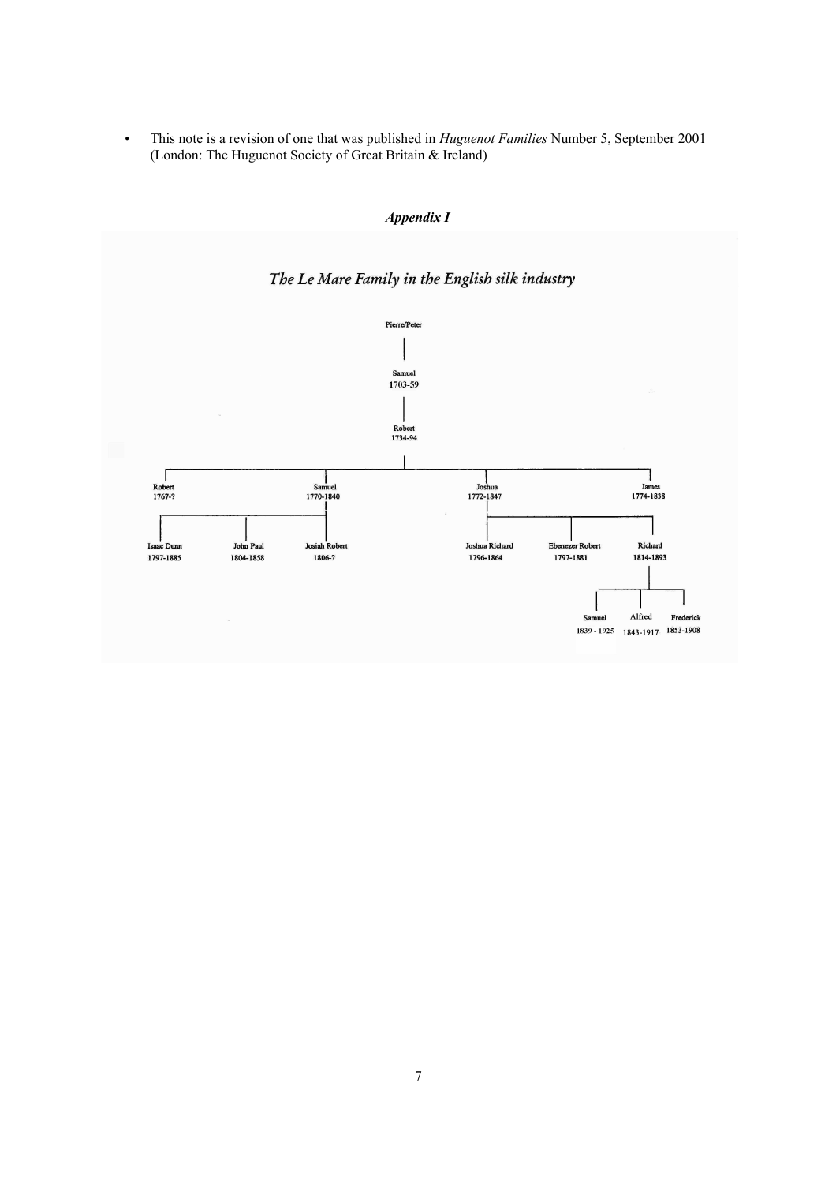- This note is a revision of one that was published in *Huguenot Families* Number 5, September 2001 (London: The Huguenot Society of Great Britain & Ireland)

## *Appendix I*

### *The Le Mare Family in the English silk industry*

- Pierre/Peter
  - Samuel 1703-59
    - Robert 1734-94
      - Robert 1767-?
      - Samuel 1770-1840
        - Isaac Dunn 1797-1885
        - John Paul 1804-1858
        - Josiah Robert 1806-?
      - Joshua 1772-1847
        - Joshua Richard 1796-1864
        - Ebenezer Robert 1797-1881
        - Richard 1814-1893
          - Samuel 1839 - 1925
          - Alfred 1843-1917
          - Frederick 1853-1908
      - James 1774-1838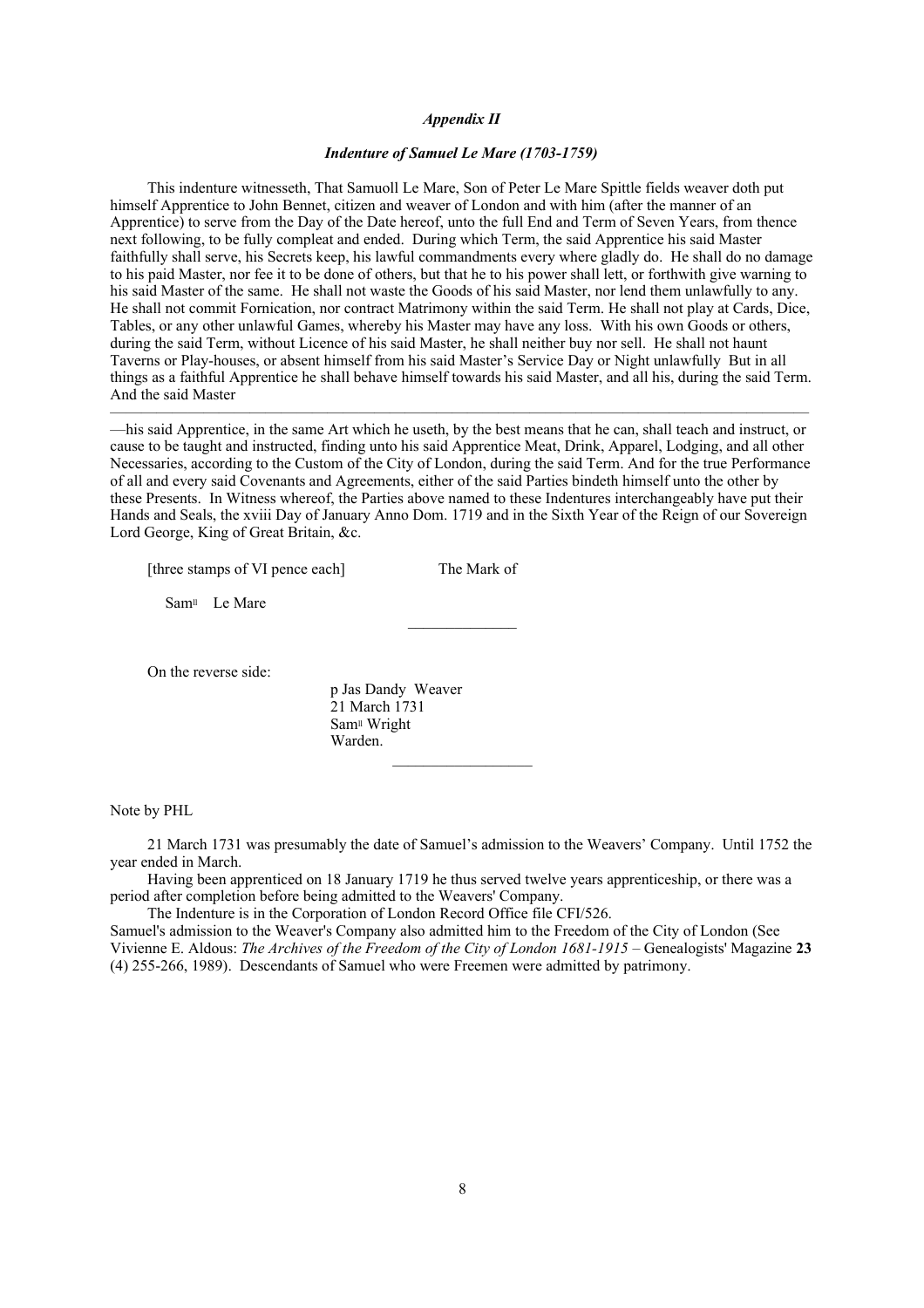### *Appendix II*

### *Indenture of Samuel Le Mare (1703-1759)*

This indenture witnesseth, That Samuoll Le Mare, Son of Peter Le Mare Spittle fields weaver doth put himself Apprentice to John Bennet, citizen and weaver of London and with him (after the manner of an Apprentice) to serve from the Day of the Date hereof, unto the full End and Term of Seven Years, from thence next following, to be fully compleat and ended. During which Term, the said Apprentice his said Master faithfully shall serve, his Secrets keep, his lawful commandments every where gladly do. He shall do no damage to his paid Master, nor fee it to be done of others, but that he to his power shall lett, or forthwith give warning to his said Master of the same. He shall not waste the Goods of his said Master, nor lend them unlawfully to any. He shall not commit Fornication, nor contract Matrimony within the said Term. He shall not play at Cards, Dice, Tables, or any other unlawful Games, whereby his Master may have any loss. With his own Goods or others, during the said Term, without Licence of his said Master, he shall neither buy nor sell. He shall not haunt Taverns or Play-houses, or absent himself from his said Master's Service Day or Night unlawfully But in all things as a faithful Apprentice he shall behave himself towards his said Master, and all his, during the said Term. And the said Master

---

—his said Apprentice, in the same Art which he useth, by the best means that he can, shall teach and instruct, or cause to be taught and instructed, finding unto his said Apprentice Meat, Drink, Apparel, Lodging, and all other Necessaries, according to the Custom of the City of London, during the said Term. And for the true Performance of all and every said Covenants and Agreements, either of the said Parties bindeth himself unto the other by these Presents. In Witness whereof, the Parties above named to these Indentures interchangeably have put their Hands and Seals, the xviii Day of January Anno Dom. 1719 and in the Sixth Year of the Reign of our Sovereign Lord George, King of Great Britain, &c.

[three stamps of VI pence each] The Mark of

Sam[ll] Le Mare

______________

On the reverse side:

p Jas Dandy Weaver
21 March 1731
Sam[ll] Wright
Warden.

__________________

Note by PHL

21 March 1731 was presumably the date of Samuel's admission to the Weavers' Company. Until 1752 the year ended in March.

Having been apprenticed on 18 January 1719 he thus served twelve years apprenticeship, or there was a period after completion before being admitted to the Weavers' Company.

The Indenture is in the Corporation of London Record Office file CFI/526.

Samuel's admission to the Weaver's Company also admitted him to the Freedom of the City of London (See Vivienne E. Aldous: *The Archives of the Freedom of the City of London 1681-1915* – Genealogists' Magazine **23** (4) 255-266, 1989). Descendants of Samuel who were Freemen were admitted by patrimony.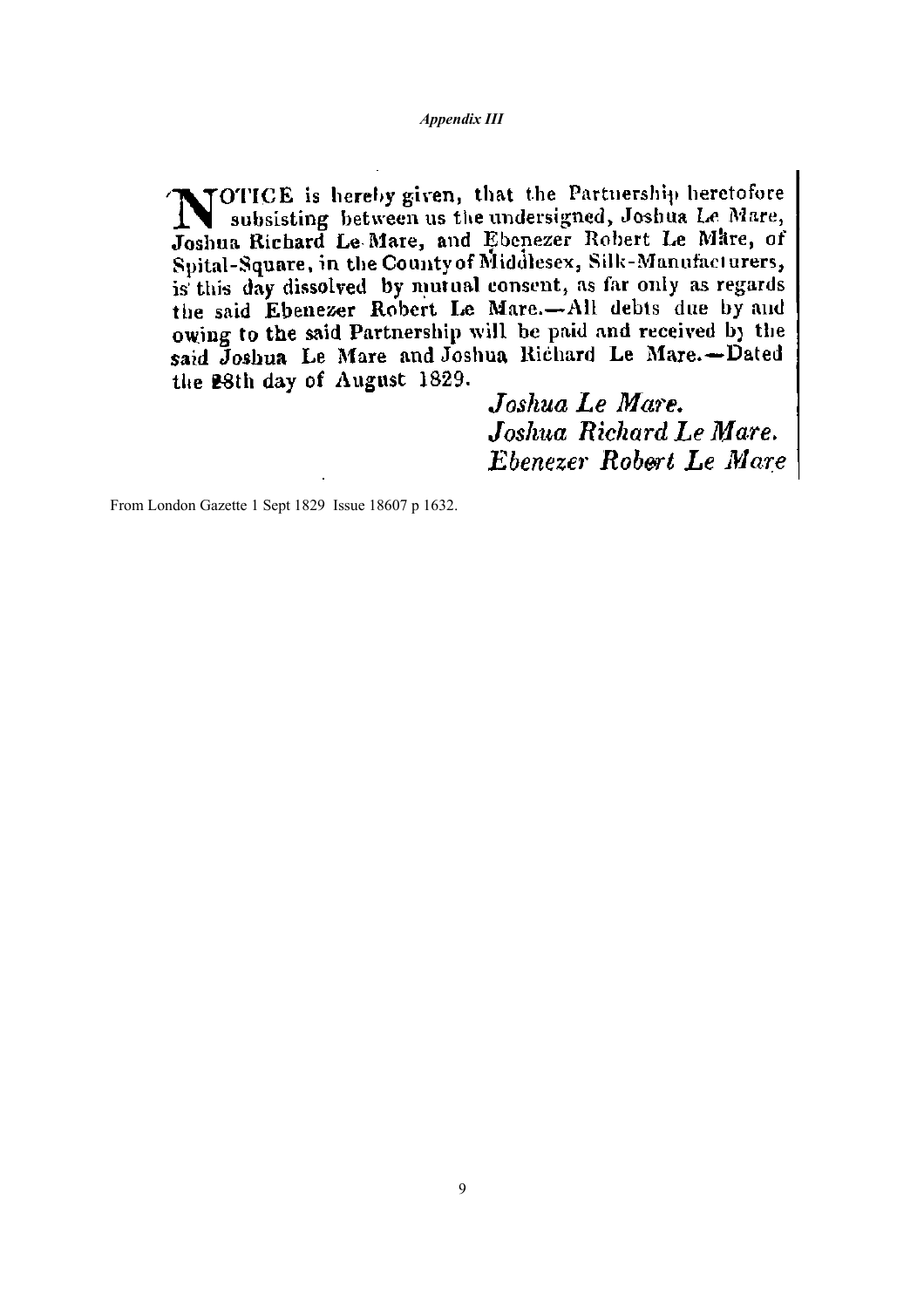*Appendix III*

NOTICE is hereby given, that the Partnership heretofore subsisting between us the undersigned, Joshua Le Mare, Joshua Richard Le Mare, and Ebenezer Robert Le Mare, of Spital-Square, in the County of Middlesex, Silk-Manufacturers, is this day dissolved by mutual consent, as far only as regards the said Ebenezer Robert Le Mare.—All debts due by and owing to the said Partnership will be paid and received by the said Joshua Le Mare and Joshua Richard Le Mare.—Dated the 28th day of August 1829.

*Joshua Le Mare.*
*Joshua Richard Le Mare.*
*Ebenezer Robert Le Mare*

From London Gazette 1 Sept 1829 Issue 18607 p 1632.